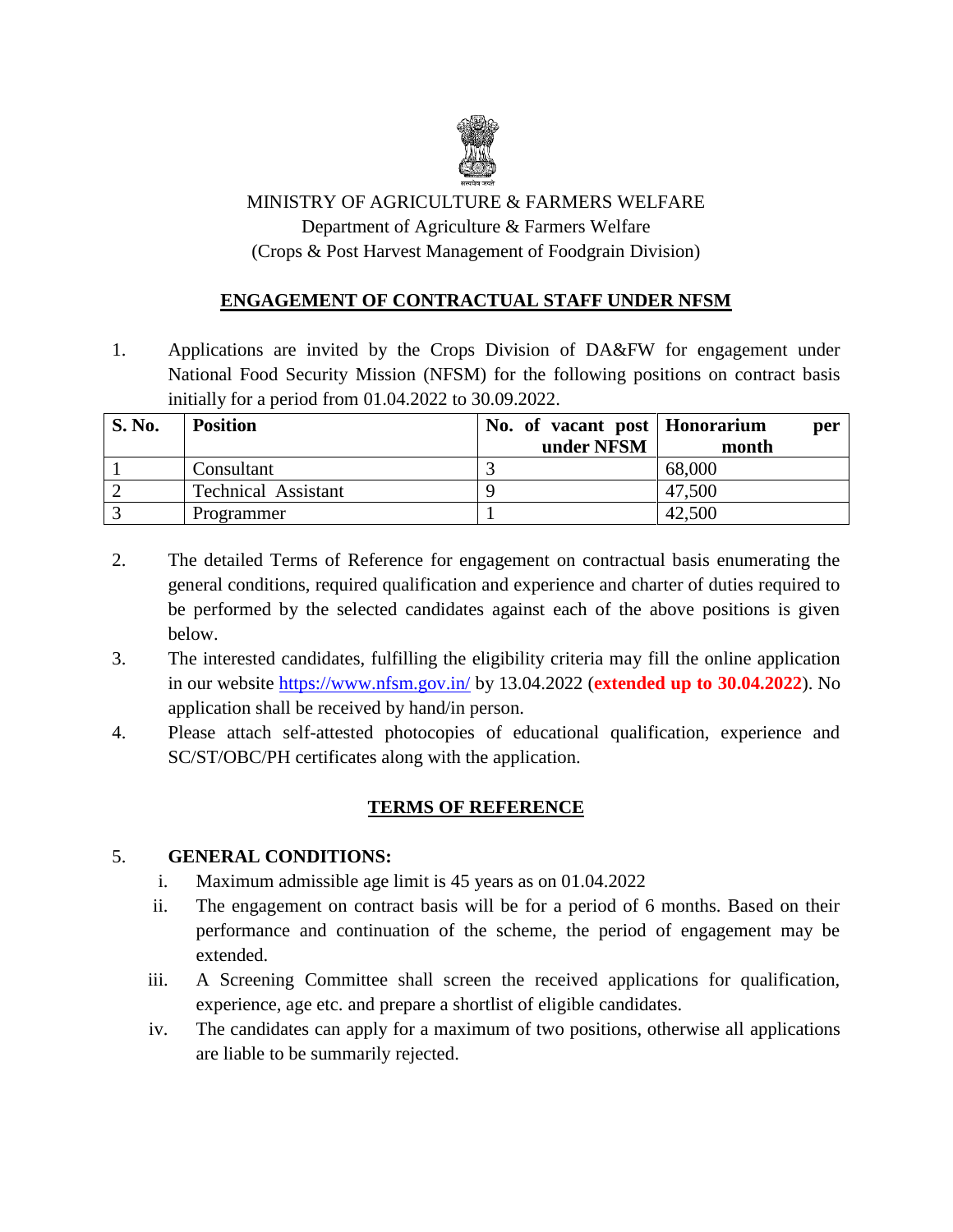MINISTRY OF AGRICULTURE & FARMERS WELFARE

Department of Agriculture & Farmers Welfare

(Crops & Post Harvest Management of Foodgrain Division)

## ENGAGEMENT OF CONTRACTUAL STAFF UNDER NFSM

1. Applications are invited by the Crops Division of DA&FW for engagement under National Food Security Mission (NFSM) for the following positions on contract basis initially for a period from 01.04.2022 to 30.09.2022.

| S. No. | Position | No. of vacant post under NFSM | Honorarium per month |
|---|---|---|---|
| 1 | Consultant | 3 | 68,000 |
| 2 | Technical Assistant | 9 | 47,500 |
| 3 | Programmer | 1 | 42,500 |

2. The detailed Terms of Reference for engagement on contractual basis enumerating the general conditions, required qualification and experience and charter of duties required to be performed by the selected candidates against each of the above positions is given below.
3. The interested candidates, fulfilling the eligibility criteria may fill the online application in our website https://www.nfsm.gov.in/ by 13.04.2022 (**extended up to 30.04.2022**). No application shall be received by hand/in person.
4. Please attach self-attested photocopies of educational qualification, experience and SC/ST/OBC/PH certificates along with the application.

## TERMS OF REFERENCE

5. **GENERAL CONDITIONS:**
   i. Maximum admissible age limit is 45 years as on 01.04.2022
   ii. The engagement on contract basis will be for a period of 6 months. Based on their performance and continuation of the scheme, the period of engagement may be extended.
   iii. A Screening Committee shall screen the received applications for qualification, experience, age etc. and prepare a shortlist of eligible candidates.
   iv. The candidates can apply for a maximum of two positions, otherwise all applications are liable to be summarily rejected.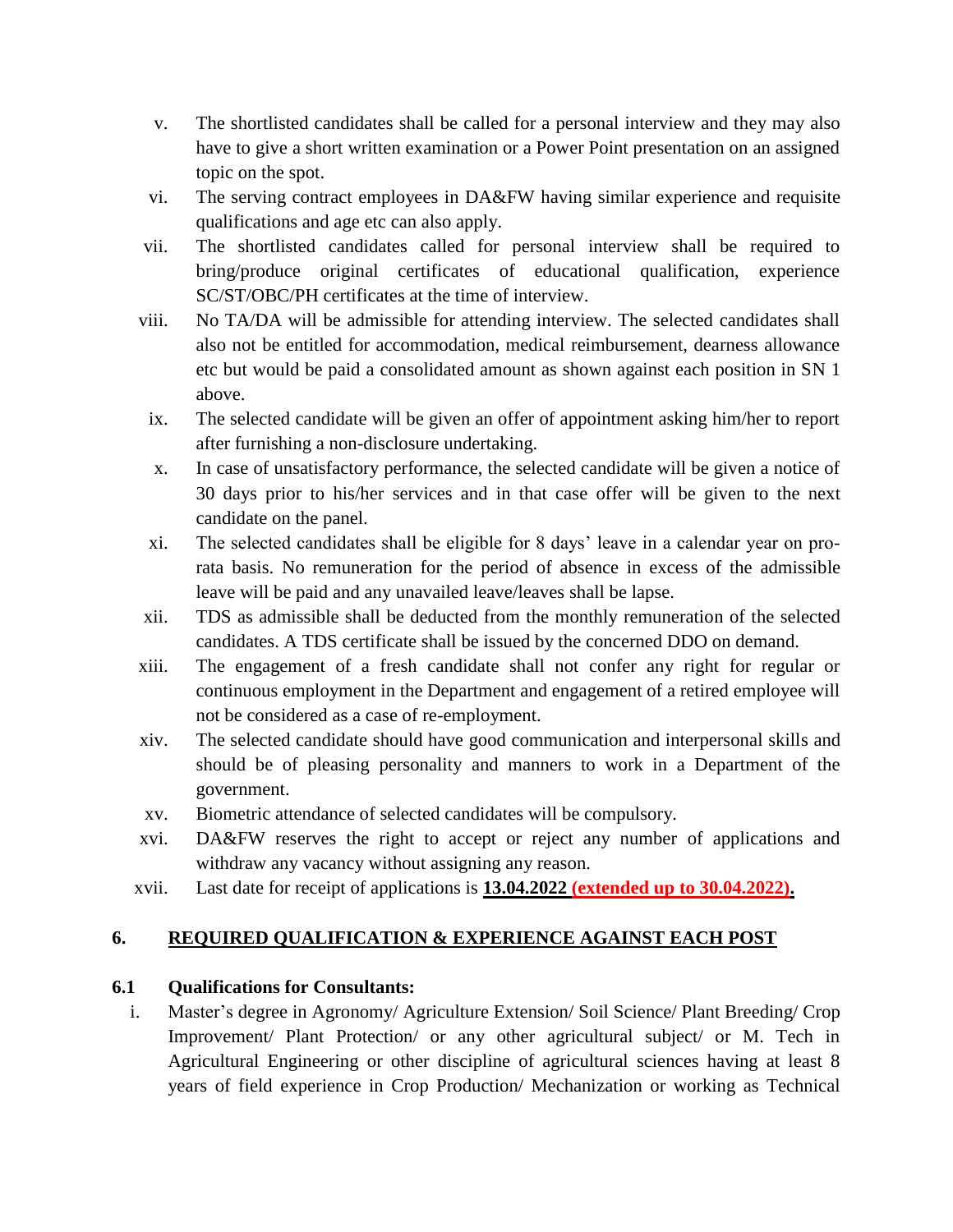v. The shortlisted candidates shall be called for a personal interview and they may also have to give a short written examination or a Power Point presentation on an assigned topic on the spot.

vi. The serving contract employees in DA&FW having similar experience and requisite qualifications and age etc can also apply.

vii. The shortlisted candidates called for personal interview shall be required to bring/produce original certificates of educational qualification, experience SC/ST/OBC/PH certificates at the time of interview.

viii. No TA/DA will be admissible for attending interview. The selected candidates shall also not be entitled for accommodation, medical reimbursement, dearness allowance etc but would be paid a consolidated amount as shown against each position in SN 1 above.

ix. The selected candidate will be given an offer of appointment asking him/her to report after furnishing a non-disclosure undertaking.

x. In case of unsatisfactory performance, the selected candidate will be given a notice of 30 days prior to his/her services and in that case offer will be given to the next candidate on the panel.

xi. The selected candidates shall be eligible for 8 days' leave in a calendar year on pro-rata basis. No remuneration for the period of absence in excess of the admissible leave will be paid and any unavailed leave/leaves shall be lapse.

xii. TDS as admissible shall be deducted from the monthly remuneration of the selected candidates. A TDS certificate shall be issued by the concerned DDO on demand.

xiii. The engagement of a fresh candidate shall not confer any right for regular or continuous employment in the Department and engagement of a retired employee will not be considered as a case of re-employment.

xiv. The selected candidate should have good communication and interpersonal skills and should be of pleasing personality and manners to work in a Department of the government.

xv. Biometric attendance of selected candidates will be compulsory.

xvi. DA&FW reserves the right to accept or reject any number of applications and withdraw any vacancy without assigning any reason.

xvii. Last date for receipt of applications is **13.04.2022 (extended up to 30.04.2022).**

## 6. REQUIRED QUALIFICATION & EXPERIENCE AGAINST EACH POST

### 6.1 Qualifications for Consultants:

i. Master's degree in Agronomy/ Agriculture Extension/ Soil Science/ Plant Breeding/ Crop Improvement/ Plant Protection/ or any other agricultural subject/ or M. Tech in Agricultural Engineering or other discipline of agricultural sciences having at least 8 years of field experience in Crop Production/ Mechanization or working as Technical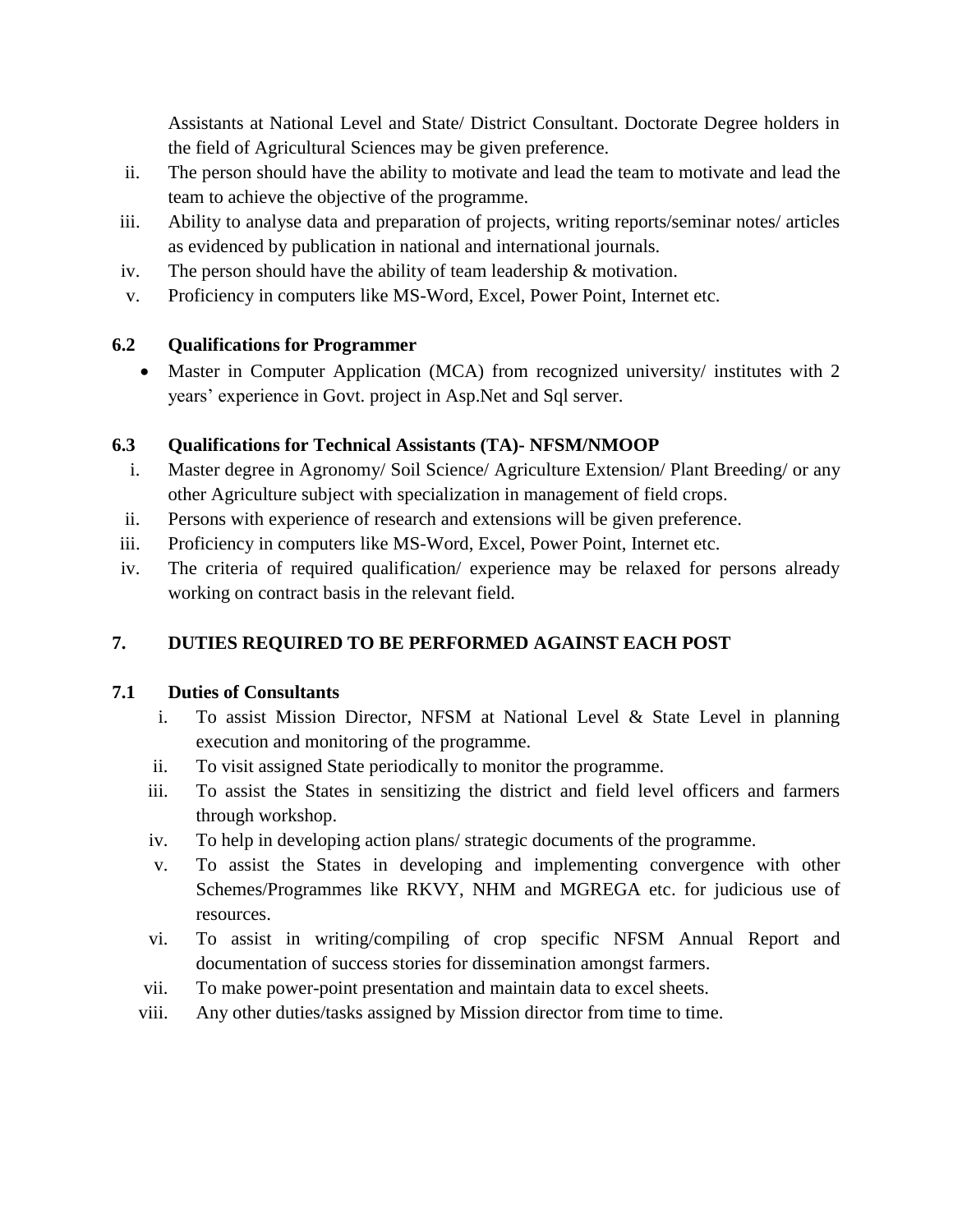Assistants at National Level and State/ District Consultant. Doctorate Degree holders in the field of Agricultural Sciences may be given preference.

ii. The person should have the ability to motivate and lead the team to motivate and lead the team to achieve the objective of the programme.

iii. Ability to analyse data and preparation of projects, writing reports/seminar notes/ articles as evidenced by publication in national and international journals.

iv. The person should have the ability of team leadership & motivation.

v. Proficiency in computers like MS-Word, Excel, Power Point, Internet etc.

### 6.2 Qualifications for Programmer

- Master in Computer Application (MCA) from recognized university/ institutes with 2 years' experience in Govt. project in Asp.Net and Sql server.

### 6.3 Qualifications for Technical Assistants (TA)- NFSM/NMOOP

i. Master degree in Agronomy/ Soil Science/ Agriculture Extension/ Plant Breeding/ or any other Agriculture subject with specialization in management of field crops.

ii. Persons with experience of research and extensions will be given preference.

iii. Proficiency in computers like MS-Word, Excel, Power Point, Internet etc.

iv. The criteria of required qualification/ experience may be relaxed for persons already working on contract basis in the relevant field.

## 7. DUTIES REQUIRED TO BE PERFORMED AGAINST EACH POST

### 7.1 Duties of Consultants

i. To assist Mission Director, NFSM at National Level & State Level in planning execution and monitoring of the programme.

ii. To visit assigned State periodically to monitor the programme.

iii. To assist the States in sensitizing the district and field level officers and farmers through workshop.

iv. To help in developing action plans/ strategic documents of the programme.

v. To assist the States in developing and implementing convergence with other Schemes/Programmes like RKVY, NHM and MGREGA etc. for judicious use of resources.

vi. To assist in writing/compiling of crop specific NFSM Annual Report and documentation of success stories for dissemination amongst farmers.

vii. To make power-point presentation and maintain data to excel sheets.

viii. Any other duties/tasks assigned by Mission director from time to time.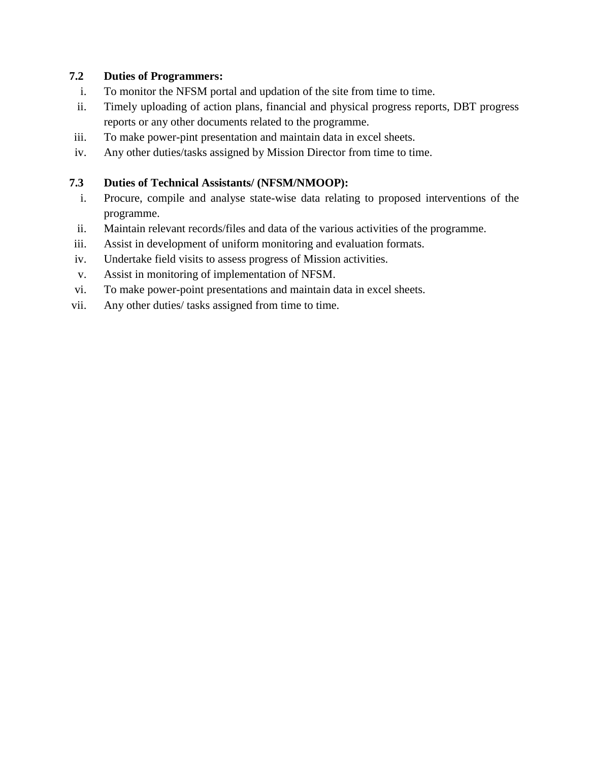**7.2 Duties of Programmers:**

i. To monitor the NFSM portal and updation of the site from time to time.

ii. Timely uploading of action plans, financial and physical progress reports, DBT progress reports or any other documents related to the programme.

iii. To make power-pint presentation and maintain data in excel sheets.

iv. Any other duties/tasks assigned by Mission Director from time to time.

**7.3 Duties of Technical Assistants/ (NFSM/NMOOP):**

i. Procure, compile and analyse state-wise data relating to proposed interventions of the programme.

ii. Maintain relevant records/files and data of the various activities of the programme.

iii. Assist in development of uniform monitoring and evaluation formats.

iv. Undertake field visits to assess progress of Mission activities.

v. Assist in monitoring of implementation of NFSM.

vi. To make power-point presentations and maintain data in excel sheets.

vii. Any other duties/ tasks assigned from time to time.